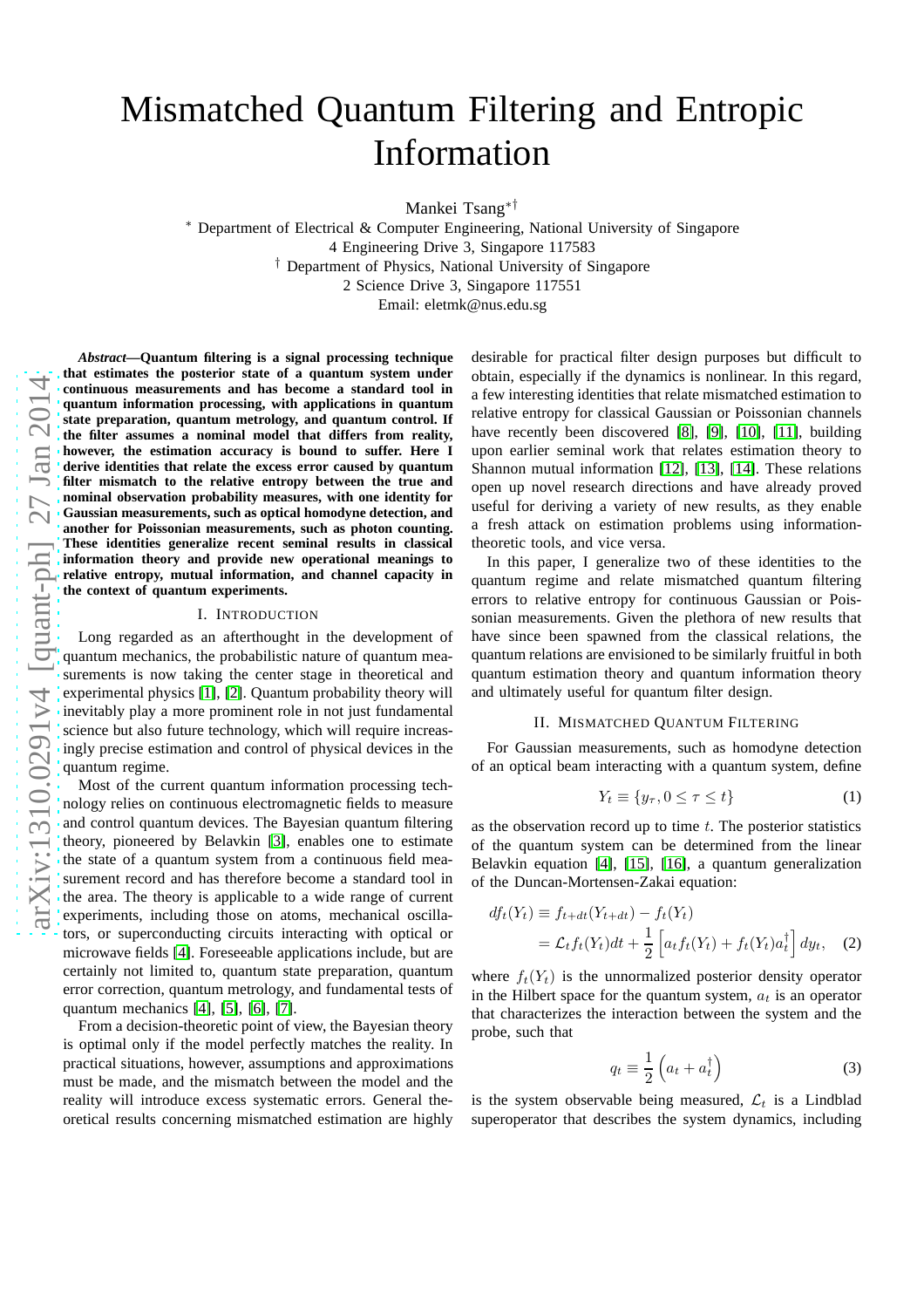# Mismatched Quantum Filtering and Entropic Information

Mankei Tsang[*†]

[*] Department of Electrical & Computer Engineering, National University of Singapore
4 Engineering Drive 3, Singapore 117583
[†] Department of Physics, National University of Singapore
2 Science Drive 3, Singapore 117551
Email: eletmk@nus.edu.sg

***Abstract*—Quantum filtering is a signal processing technique that estimates the posterior state of a quantum system under continuous measurements and has become a standard tool in quantum information processing, with applications in quantum state preparation, quantum metrology, and quantum control. If the filter assumes a nominal model that differs from reality, however, the estimation accuracy is bound to suffer. Here I derive identities that relate the excess error caused by quantum filter mismatch to the relative entropy between the true and nominal observation probability measures, with one identity for Gaussian measurements, such as optical homodyne detection, and another for Poissonian measurements, such as photon counting. These identities generalize recent seminal results in classical information theory and provide new operational meanings to relative entropy, mutual information, and channel capacity in the context of quantum experiments.**

## I. Introduction

Long regarded as an afterthought in the development of quantum mechanics, the probabilistic nature of quantum measurements is now taking the center stage in theoretical and experimental physics [1], [2]. Quantum probability theory will inevitably play a more prominent role in not just fundamental science but also future technology, which will require increasingly precise estimation and control of physical devices in the quantum regime.

Most of the current quantum information processing technology relies on continuous electromagnetic fields to measure and control quantum devices. The Bayesian quantum filtering theory, pioneered by Belavkin [3], enables one to estimate the state of a quantum system from a continuous field measurement record and has therefore become a standard tool in the area. The theory is applicable to a wide range of current experiments, including those on atoms, mechanical oscillators, or superconducting circuits interacting with optical or microwave fields [4]. Foreseeable applications include, but are certainly not limited to, quantum state preparation, quantum error correction, quantum metrology, and fundamental tests of quantum mechanics [4], [5], [6], [7].

From a decision-theoretic point of view, the Bayesian theory is optimal only if the model perfectly matches the reality. In practical situations, however, assumptions and approximations must be made, and the mismatch between the model and the reality will introduce excess systematic errors. General theoretical results concerning mismatched estimation are highly desirable for practical filter design purposes but difficult to obtain, especially if the dynamics is nonlinear. In this regard, a few interesting identities that relate mismatched estimation to relative entropy for classical Gaussian or Poissonian channels have recently been discovered [8], [9], [10], [11], building upon earlier seminal work that relates estimation theory to Shannon mutual information [12], [13], [14]. These relations open up novel research directions and have already proved useful for deriving a variety of new results, as they enable a fresh attack on estimation problems using information-theoretic tools, and vice versa.

In this paper, I generalize two of these identities to the quantum regime and relate mismatched quantum filtering errors to relative entropy for continuous Gaussian or Poissonian measurements. Given the plethora of new results that have since been spawned from the classical relations, the quantum relations are envisioned to be similarly fruitful in both quantum estimation theory and quantum information theory and ultimately useful for quantum filter design.

## II. Mismatched Quantum Filtering

For Gaussian measurements, such as homodyne detection of an optical beam interacting with a quantum system, define

$$Y_t \equiv \{y_\tau, 0 \le \tau \le t\} \tag{1}$$

as the observation record up to time $t$. The posterior statistics of the quantum system can be determined from the linear Belavkin equation [4], [15], [16], a quantum generalization of the Duncan-Mortensen-Zakai equation:

$$\begin{aligned} df_t(Y_t) &\equiv f_{t+dt}(Y_{t+dt}) - f_t(Y_t) \\ &= \mathcal{L}_t f_t(Y_t)dt + \frac{1}{2}\left[a_t f_t(Y_t) + f_t(Y_t)a_t^\dagger\right] dy_t, \end{aligned} \tag{2}$$

where $f_t(Y_t)$ is the unnormalized posterior density operator in the Hilbert space for the quantum system, $a_t$ is an operator that characterizes the interaction between the system and the probe, such that

$$q_t \equiv \frac{1}{2}\left(a_t + a_t^\dagger\right) \tag{3}$$

is the system observable being measured, $\mathcal{L}_t$ is a Lindblad superoperator that describes the system dynamics, including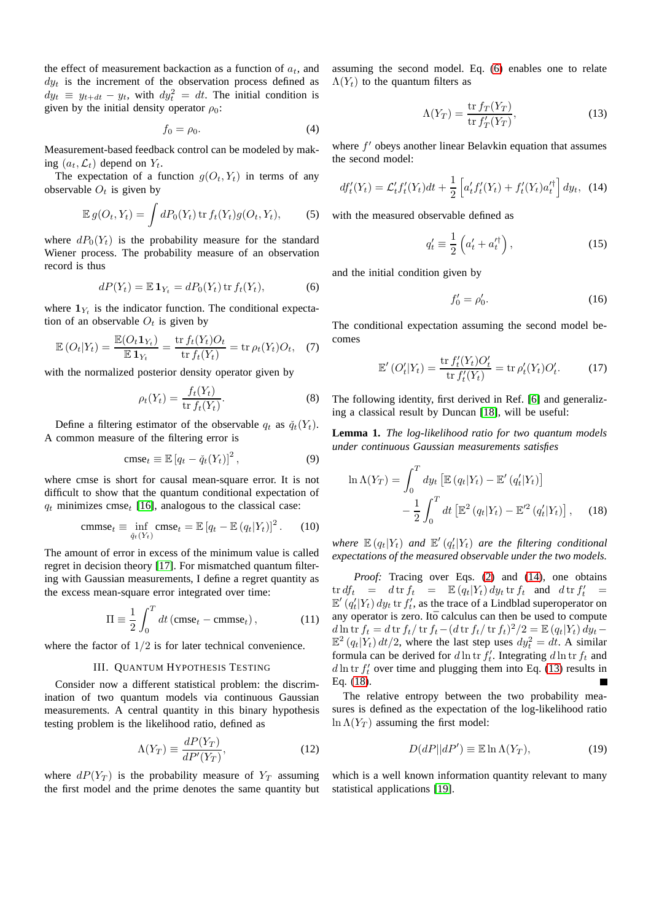the effect of measurement backaction as a function of $a_t$, and $dy_t$ is the increment of the observation process defined as $dy_t \equiv y_{t+dt} - y_t$, with $dy_t^2 = dt$. The initial condition is given by the initial density operator $\rho_0$:

$$f_0 = \rho_0. \tag{4}$$

Measurement-based feedback control can be modeled by making $(a_t, \mathcal{L}_t)$ depend on $Y_t$.

The expectation of a function $g(O_t, Y_t)$ in terms of any observable $O_t$ is given by

$$\mathbb{E}\, g(O_t, Y_t) = \int dP_0(Y_t) \operatorname{tr} f_t(Y_t) g(O_t, Y_t), \tag{5}$$

where $dP_0(Y_t)$ is the probability measure for the standard Wiener process. The probability measure of an observation record is thus

$$dP(Y_t) = \mathbb{E}\, \mathbf{1}_{Y_t} = dP_0(Y_t) \operatorname{tr} f_t(Y_t), \tag{6}$$

where $\mathbf{1}_{Y_t}$ is the indicator function. The conditional expectation of an observable $O_t$ is given by

$$\mathbb{E}\left(O_t | Y_t\right) = \frac{\mathbb{E}(O_t \mathbf{1}_{Y_t})}{\mathbb{E}\, \mathbf{1}_{Y_t}} = \frac{\operatorname{tr} f_t(Y_t) O_t}{\operatorname{tr} f_t(Y_t)} = \operatorname{tr} \rho_t(Y_t) O_t, \tag{7}$$

with the normalized posterior density operator given by

$$\rho_t(Y_t) = \frac{f_t(Y_t)}{\operatorname{tr} f_t(Y_t)}. \tag{8}$$

Define a filtering estimator of the observable $q_t$ as $\check{q}_t(Y_t)$. A common measure of the filtering error is

$$\text{cmse}_t \equiv \mathbb{E}\left[q_t - \check{q}_t(Y_t)\right]^2, \tag{9}$$

where cmse is short for causal mean-square error. It is not difficult to show that the quantum conditional expectation of $q_t$ minimizes $\text{cmse}_t$ [16], analogous to the classical case:

$$\text{cmmse}_t \equiv \inf_{\check{q}_t(Y_t)} \text{cmse}_t = \mathbb{E}\left[q_t - \mathbb{E}\left(q_t | Y_t\right)\right]^2. \tag{10}$$

The amount of error in excess of the minimum value is called regret in decision theory [17]. For mismatched quantum filtering with Gaussian measurements, I define a regret quantity as the excess mean-square error integrated over time:

$$\Pi \equiv \frac{1}{2} \int_0^T dt \left(\text{cmse}_t - \text{cmmse}_t\right), \tag{11}$$

where the factor of $1/2$ is for later technical convenience.

## III. Quantum Hypothesis Testing

Consider now a different statistical problem: the discrimination of two quantum models via continuous Gaussian measurements. A central quantity in this binary hypothesis testing problem is the likelihood ratio, defined as

$$\Lambda(Y_T) \equiv \frac{dP(Y_T)}{dP'(Y_T)}, \tag{12}$$

where $dP(Y_T)$ is the probability measure of $Y_T$ assuming the first model and the prime denotes the same quantity but assuming the second model. Eq. (6) enables one to relate $\Lambda(Y_t)$ to the quantum filters as

$$\Lambda(Y_T) = \frac{\operatorname{tr} f_T(Y_T)}{\operatorname{tr} f'_T(Y_T)}, \tag{13}$$

where $f'$ obeys another linear Belavkin equation that assumes the second model:

$$df'_t(Y_t) = \mathcal{L}'_t f'_t(Y_t) dt + \frac{1}{2}\left[a'_t f'_t(Y_t) + f'_t(Y_t) a'^{\dagger}_t\right] dy_t, \tag{14}$$

with the measured observable defined as

$$q'_t \equiv \frac{1}{2}\left(a'_t + a'^{\dagger}_t\right), \tag{15}$$

and the initial condition given by

$$f'_0 = \rho'_0. \tag{16}$$

The conditional expectation assuming the second model becomes

$$\mathbb{E}'\left(O'_t | Y_t\right) = \frac{\operatorname{tr} f'_t(Y_t) O'_t}{\operatorname{tr} f'_t(Y_t)} = \operatorname{tr} \rho'_t(Y_t) O'_t. \tag{17}$$

The following identity, first derived in Ref. [6] and generalizing a classical result by Duncan [18], will be useful:

**Lemma 1.** *The log-likelihood ratio for two quantum models under continuous Gaussian measurements satisfies*

$$\begin{aligned} \ln \Lambda(Y_T) = &\int_0^T dy_t \left[\mathbb{E}\left(q_t | Y_t\right) - \mathbb{E}'\left(q'_t | Y_t\right)\right] \\ &- \frac{1}{2} \int_0^T dt \left[\mathbb{E}^2\left(q_t | Y_t\right) - \mathbb{E}'^2\left(q'_t | Y_t\right)\right], \end{aligned} \tag{18}$$

*where $\mathbb{E}\left(q_t | Y_t\right)$ and $\mathbb{E}'\left(q'_t | Y_t\right)$ are the filtering conditional expectations of the measured observable under the two models.*

*Proof:* Tracing over Eqs. (2) and (14), one obtains $\operatorname{tr} df_t = d \operatorname{tr} f_t = \mathbb{E}\left(q_t | Y_t\right) dy_t \operatorname{tr} f_t$ and $d \operatorname{tr} f'_t = \mathbb{E}'\left(q'_t | Y_t\right) dy_t \operatorname{tr} f'_t$, as the trace of a Lindblad superoperator on any operator is zero. Itō calculus can then be used to compute $d \ln \operatorname{tr} f_t = d \operatorname{tr} f_t / \operatorname{tr} f_t - (d \operatorname{tr} f_t / \operatorname{tr} f_t)^2/2 = \mathbb{E}\left(q_t | Y_t\right) dy_t - \mathbb{E}^2\left(q_t | Y_t\right) dt/2$, where the last step uses $dy_t^2 = dt$. A similar formula can be derived for $d \ln \operatorname{tr} f'_t$. Integrating $d \ln \operatorname{tr} f_t$ and $d \ln \operatorname{tr} f'_t$ over time and plugging them into Eq. (13) results in Eq. (18). ∎

The relative entropy between the two probability measures is defined as the expectation of the log-likelihood ratio $\ln \Lambda(Y_T)$ assuming the first model:

$$D(dP || dP') \equiv \mathbb{E} \ln \Lambda(Y_T), \tag{19}$$

which is a well known information quantity relevant to many statistical applications [19].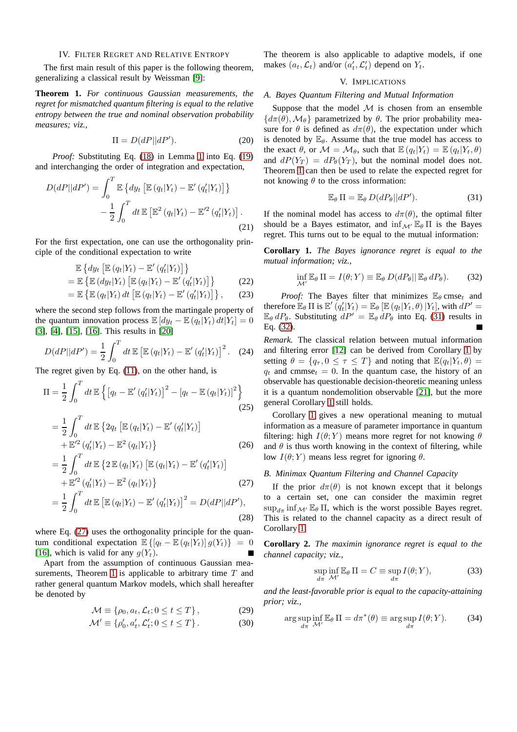## IV. Filter Regret and Relative Entropy

The first main result of this paper is the following theorem, generalizing a classical result by Weissman [9]:

**Theorem 1.** *For continuous Gaussian measurements, the regret for mismatched quantum filtering is equal to the relative entropy between the true and nominal observation probability measures; viz.,*

$$\Pi = D(dP||dP'). \tag{20}$$

*Proof:* Substituting Eq. (18) in Lemma 1 into Eq. (19) and interchanging the order of integration and expectation,

$$D(dP||dP') = \int_0^T \mathbb{E}\left\{dy_t\left[\mathbb{E}\left(q_t|Y_t\right) - \mathbb{E}'\left(q_t'|Y_t\right)\right]\right\} - \frac{1}{2}\int_0^T dt\,\mathbb{E}\left[\mathbb{E}^2\left(q_t|Y_t\right) - \mathbb{E}'^2\left(q_t'|Y_t\right)\right]. \tag{21}$$

For the first expectation, one can use the orthogonality principle of the conditional expectation to write

$$\begin{aligned} &\mathbb{E}\left\{dy_t\left[\mathbb{E}\left(q_t|Y_t\right) - \mathbb{E}'\left(q_t'|Y_t\right)\right]\right\} \\ &= \mathbb{E}\left\{\mathbb{E}\left(dy_t|Y_t\right)\left[\mathbb{E}\left(q_t|Y_t\right) - \mathbb{E}'\left(q_t'|Y_t\right)\right]\right\} \quad (22)\\ &= \mathbb{E}\left\{\mathbb{E}\left(q_t|Y_t\right)dt\left[\mathbb{E}\left(q_t|Y_t\right) - \mathbb{E}'\left(q_t'|Y_t\right)\right]\right\}, \quad (23)\end{aligned}$$

where the second step follows from the martingale property of the quantum innovation process $\mathbb{E}\left[dy_t - \mathbb{E}\left(q_t|Y_t\right)dt|Y_t\right] = 0$ [3], [4], [15], [16]. This results in [20]

$$D(dP||dP') = \frac{1}{2}\int_0^T dt\,\mathbb{E}\left[\mathbb{E}\left(q_t|Y_t\right) - \mathbb{E}'\left(q_t'|Y_t\right)\right]^2. \tag{24}$$

The regret given by Eq. (11), on the other hand, is

$$\begin{aligned}\Pi &= \frac{1}{2}\int_0^T dt\,\mathbb{E}\left\{\left[q_t - \mathbb{E}'\left(q_t'|Y_t\right)\right]^2 - \left[q_t - \mathbb{E}\left(q_t|Y_t\right)\right]^2\right\} \quad (25)\\ &= \frac{1}{2}\int_0^T dt\,\mathbb{E}\left\{2q_t\left[\mathbb{E}\left(q_t|Y_t\right) - \mathbb{E}'\left(q_t'|Y_t\right)\right] + \mathbb{E}'^2\left(q_t'|Y_t\right) - \mathbb{E}^2\left(q_t|Y_t\right)\right\} \quad (26)\\ &= \frac{1}{2}\int_0^T dt\,\mathbb{E}\left\{2\,\mathbb{E}\left(q_t|Y_t\right)\left[\mathbb{E}\left(q_t|Y_t\right) - \mathbb{E}'\left(q_t'|Y_t\right)\right] + \mathbb{E}'^2\left(q_t'|Y_t\right) - \mathbb{E}^2\left(q_t|Y_t\right)\right\} \quad (27)\\ &= \frac{1}{2}\int_0^T dt\,\mathbb{E}\left[\mathbb{E}\left(q_t|Y_t\right) - \mathbb{E}'\left(q_t'|Y_t\right)\right]^2 = D(dP||dP'), \quad (28)\end{aligned}$$

where Eq. (27) uses the orthogonality principle for the quantum conditional expectation $\mathbb{E}\left\{\left[q_t - \mathbb{E}\left(q_t|Y_t\right)\right]g(Y_t)\right\} = 0$ [16], which is valid for any $g(Y_t)$. ∎

Apart from the assumption of continuous Gaussian measurements, Theorem 1 is applicable to arbitrary time $T$ and rather general quantum Markov models, which shall hereafter be denoted by

$$\mathcal{M} \equiv \left\{\rho_0, a_t, \mathcal{L}_t; 0 \le t \le T\right\}, \tag{29}$$

$$\mathcal{M}' \equiv \left\{\rho_0', a_t', \mathcal{L}_t'; 0 \le t \le T\right\}. \tag{30}$$

The theorem is also applicable to adaptive models, if one makes $(a_t, \mathcal{L}_t)$ and/or $(a_t', \mathcal{L}_t')$ depend on $Y_t$.

## V. Implications

### A. Bayes Quantum Filtering and Mutual Information

Suppose that the model $\mathcal{M}$ is chosen from an ensemble $\{d\pi(\theta), \mathcal{M}_\theta\}$ parametrized by $\theta$. The prior probability measure for $\theta$ is defined as $d\pi(\theta)$, the expectation under which is denoted by $\mathbb{E}_\theta$. Assume that the true model has access to the exact $\theta$, or $\mathcal{M} = \mathcal{M}_\theta$, such that $\mathbb{E}\left(q_t|Y_t\right) = \mathbb{E}\left(q_t|Y_t, \theta\right)$ and $dP(Y_T) = dP_\theta(Y_T)$, but the nominal model does not. Theorem 1 can then be used to relate the expected regret for not knowing $\theta$ to the cross information:

$$\mathbb{E}_\theta\,\Pi = \mathbb{E}_\theta\,D(dP_\theta||dP'). \tag{31}$$

If the nominal model has access to $d\pi(\theta)$, the optimal filter should be a Bayes estimator, and $\inf_{\mathcal{M}'}\mathbb{E}_\theta\,\Pi$ is the Bayes regret. This turns out to be equal to the mutual information:

**Corollary 1.** *The Bayes ignorance regret is equal to the mutual information; viz.,*

$$\inf_{\mathcal{M}'}\mathbb{E}_\theta\,\Pi = I(\theta;Y) \equiv \mathbb{E}_\theta\,D(dP_\theta||\,\mathbb{E}_\theta\,dP_\theta). \tag{32}$$

*Proof:* The Bayes filter that minimizes $\mathbb{E}_\theta\,\text{cmse}_t$ and therefore $\mathbb{E}_\theta\,\Pi$ is $\mathbb{E}'\left(q_t'|Y_t\right) = \mathbb{E}_\theta\left[\mathbb{E}\left(q_t|Y_t,\theta\right)|Y_t\right]$, with $dP' = \mathbb{E}_\theta\,dP_\theta$. Substituting $dP' = \mathbb{E}_\theta\,dP_\theta$ into Eq. (31) results in Eq. (32). ∎

*Remark.* The classical relation between mutual information and filtering error [12] can be derived from Corollary 1 by setting $\theta = \{q_\tau, 0 \le \tau \le T\}$ and noting that $\mathbb{E}(q_t|Y_t,\theta) = q_t$ and $\text{cmmse}_t = 0$. In the quantum case, the history of an observable has questionable decision-theoretic meaning unless it is a quantum nondemolition observable [21], but the more general Corollary 1 still holds.

Corollary 1 gives a new operational meaning to mutual information as a measure of parameter importance in quantum filtering: high $I(\theta;Y)$ means more regret for not knowing $\theta$ and $\theta$ is thus worth knowing in the context of filtering, while low $I(\theta;Y)$ means less regret for ignoring $\theta$.

### B. Minimax Quantum Filtering and Channel Capacity

If the prior $d\pi(\theta)$ is not known except that it belongs to a certain set, one can consider the maximin regret $\sup_{d\pi}\inf_{\mathcal{M}'}\mathbb{E}_\theta\,\Pi$, which is the worst possible Bayes regret. This is related to the channel capacity as a direct result of Corollary 1:

**Corollary 2.** *The maximin ignorance regret is equal to the channel capacity; viz.,*

$$\sup_{d\pi}\inf_{\mathcal{M}'}\mathbb{E}_\theta\,\Pi = C \equiv \sup_{d\pi} I(\theta;Y), \tag{33}$$

*and the least-favorable prior is equal to the capacity-attaining prior; viz.,*

$$\arg\sup_{d\pi}\inf_{\mathcal{M}'}\mathbb{E}_\theta\,\Pi = d\pi^*(\theta) \equiv \arg\sup_{d\pi} I(\theta;Y). \tag{34}$$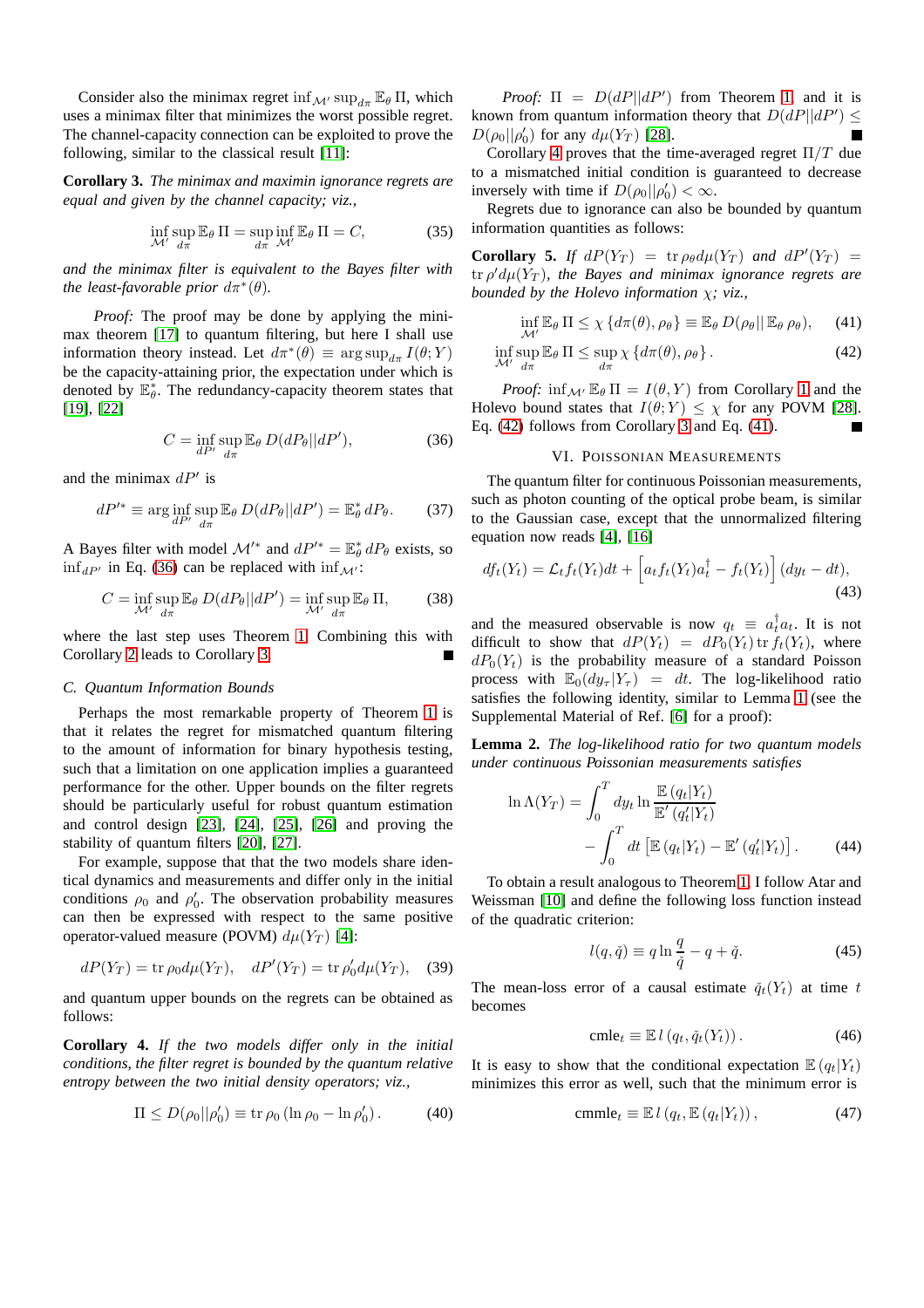Consider also the minimax regret $\inf_{\mathcal{M}'} \sup_{d\pi} \mathbb{E}_\theta \Pi$, which uses a minimax filter that minimizes the worst possible regret. The channel-capacity connection can be exploited to prove the following, similar to the classical result [11]:

**Corollary 3.** *The minimax and maximin ignorance regrets are equal and given by the channel capacity; viz.,*

$$\inf_{\mathcal{M}'} \sup_{d\pi} \mathbb{E}_\theta \Pi = \sup_{d\pi} \inf_{\mathcal{M}'} \mathbb{E}_\theta \Pi = C, \tag{35}$$

*and the minimax filter is equivalent to the Bayes filter with the least-favorable prior $d\pi^*(\theta)$.*

*Proof:* The proof may be done by applying the minimax theorem [17] to quantum filtering, but here I shall use information theory instead. Let $d\pi^*(\theta) \equiv \arg\sup_{d\pi} I(\theta; Y)$ be the capacity-attaining prior, the expectation under which is denoted by $\mathbb{E}_\theta^*$. The redundancy-capacity theorem states that [19], [22]

$$C = \inf_{dP'} \sup_{d\pi} \mathbb{E}_\theta D(dP_\theta || dP'), \tag{36}$$

and the minimax $dP'$ is

$$dP'^* \equiv \arg \inf_{dP'} \sup_{d\pi} \mathbb{E}_\theta D(dP_\theta || dP') = \mathbb{E}_\theta^* dP_\theta. \tag{37}$$

A Bayes filter with model $\mathcal{M}'^*$ and $dP'^* = \mathbb{E}_\theta^* dP_\theta$ exists, so $\inf_{dP'}$ in Eq. (36) can be replaced with $\inf_{\mathcal{M}'}$:

$$C = \inf_{\mathcal{M}'} \sup_{d\pi} \mathbb{E}_\theta D(dP_\theta || dP') = \inf_{\mathcal{M}'} \sup_{d\pi} \mathbb{E}_\theta \Pi, \tag{38}$$

where the last step uses Theorem 1. Combining this with Corollary 2 leads to Corollary 3. ∎

### C. Quantum Information Bounds

Perhaps the most remarkable property of Theorem 1 is that it relates the regret for mismatched quantum filtering to the amount of information for binary hypothesis testing, such that a limitation on one application implies a guaranteed performance for the other. Upper bounds on the filter regrets should be particularly useful for robust quantum estimation and control design [23], [24], [25], [26] and proving the stability of quantum filters [20], [27].

For example, suppose that that the two models share identical dynamics and measurements and differ only in the initial conditions $\rho_0$ and $\rho_0'$. The observation probability measures can then be expressed with respect to the same positive operator-valued measure (POVM) $d\mu(Y_T)$ [4]:

$$dP(Y_T) = \operatorname{tr} \rho_0 d\mu(Y_T), \quad dP'(Y_T) = \operatorname{tr} \rho_0' d\mu(Y_T), \tag{39}$$

and quantum upper bounds on the regrets can be obtained as follows:

**Corollary 4.** *If the two models differ only in the initial conditions, the filter regret is bounded by the quantum relative entropy between the two initial density operators; viz.,*

$$\Pi \le D(\rho_0 || \rho_0') \equiv \operatorname{tr} \rho_0 \left(\ln \rho_0 - \ln \rho_0'\right). \tag{40}$$

*Proof:* $\Pi = D(dP||dP')$ from Theorem 1, and it is known from quantum information theory that $D(dP||dP') \le D(\rho_0||\rho_0')$ for any $d\mu(Y_T)$ [28]. ∎

Corollary 4 proves that the time-averaged regret $\Pi/T$ due to a mismatched initial condition is guaranteed to decrease inversely with time if $D(\rho_0||\rho_0') < \infty$.

Regrets due to ignorance can also be bounded by quantum information quantities as follows:

**Corollary 5.** *If $dP(Y_T) = \operatorname{tr} \rho_\theta d\mu(Y_T)$ and $dP'(Y_T) = \operatorname{tr} \rho' d\mu(Y_T)$, the Bayes and minimax ignorance regrets are bounded by the Holevo information $\chi$; viz.,*

$$\inf_{\mathcal{M}'} \mathbb{E}_\theta \Pi \le \chi \left\{ d\pi(\theta), \rho_\theta \right\} \equiv \mathbb{E}_\theta D(\rho_\theta || \mathbb{E}_\theta \rho_\theta), \tag{41}$$

$$\inf_{\mathcal{M}'} \sup_{d\pi} \mathbb{E}_\theta \Pi \le \sup_{d\pi} \chi \left\{ d\pi(\theta), \rho_\theta \right\}. \tag{42}$$

*Proof:* $\inf_{\mathcal{M}'} \mathbb{E}_\theta \Pi = I(\theta, Y)$ from Corollary 1 and the Holevo bound states that $I(\theta; Y) \le \chi$ for any POVM [28]. Eq. (42) follows from Corollary 3 and Eq. (41). ∎

## VI. Poissonian Measurements

The quantum filter for continuous Poissonian measurements, such as photon counting of the optical probe beam, is similar to the Gaussian case, except that the unnormalized filtering equation now reads [4], [16]

$$df_t(Y_t) = \mathcal{L}_t f_t(Y_t) dt + \left[ a_t f_t(Y_t) a_t^\dagger - f_t(Y_t) \right] (dy_t - dt), \tag{43}$$

and the measured observable is now $q_t \equiv a_t^\dagger a_t$. It is not difficult to show that $dP(Y_t) = dP_0(Y_t) \operatorname{tr} f_t(Y_t)$, where $dP_0(Y_t)$ is the probability measure of a standard Poisson process with $\mathbb{E}_0(dy_\tau|Y_\tau) = dt$. The log-likelihood ratio satisfies the following identity, similar to Lemma 1 (see the Supplemental Material of Ref. [6] for a proof):

**Lemma 2.** *The log-likelihood ratio for two quantum models under continuous Poissonian measurements satisfies*

$$\ln \Lambda(Y_T) = \int_0^T dy_t \ln \frac{\mathbb{E}(q_t|Y_t)}{\mathbb{E}'(q_t'|Y_t)} - \int_0^T dt \left[ \mathbb{E}(q_t|Y_t) - \mathbb{E}'(q_t'|Y_t) \right]. \tag{44}$$

To obtain a result analogous to Theorem 1, I follow Atar and Weissman [10] and define the following loss function instead of the quadratic criterion:

$$l(q, \check{q}) \equiv q \ln \frac{q}{\check{q}} - q + \check{q}. \tag{45}$$

The mean-loss error of a causal estimate $\check{q}_t(Y_t)$ at time $t$ becomes

$$\text{cmle}_t \equiv \mathbb{E}\, l\left(q_t, \check{q}_t(Y_t)\right). \tag{46}$$

It is easy to show that the conditional expectation $\mathbb{E}(q_t|Y_t)$ minimizes this error as well, such that the minimum error is

$$\text{cmmle}_t \equiv \mathbb{E}\, l\left(q_t, \mathbb{E}(q_t|Y_t)\right), \tag{47}$$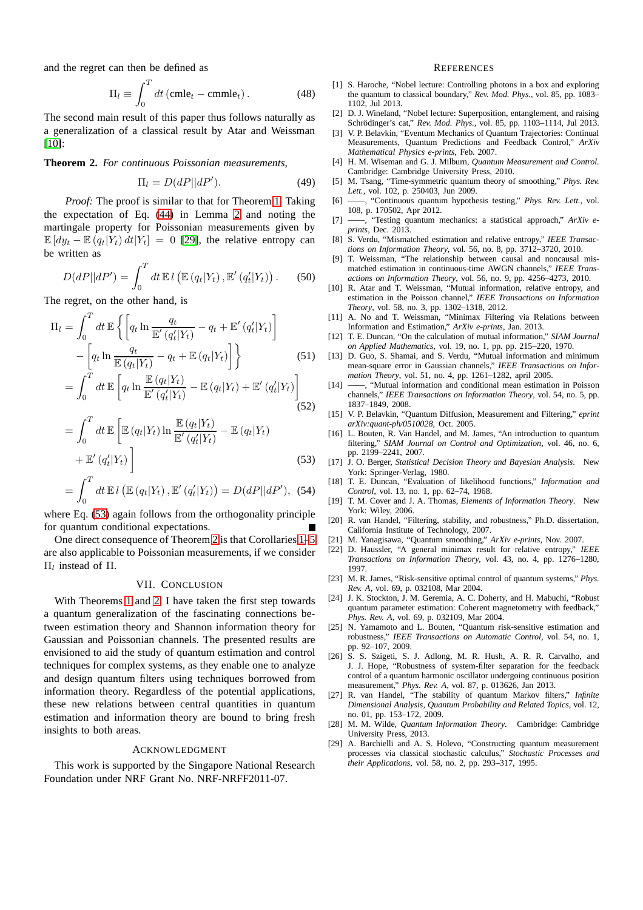and the regret can then be defined as

$$\Pi_l \equiv \int_0^T dt\,(\text{cmle}_t - \text{cmmle}_t)\,. \tag{48}$$

The second main result of this paper thus follows naturally as a generalization of a classical result by Atar and Weissman [10]:

**Theorem 2.** *For continuous Poissonian measurements,*

$$\Pi_l = D(dP||dP'). \tag{49}$$

*Proof:* The proof is similar to that for Theorem 1. Taking the expectation of Eq. (44) in Lemma 2 and noting the martingale property for Poissonian measurements given by $\mathbb{E}\left[dy_t - \mathbb{E}\left(q_t|Y_t\right)dt|Y_t\right] = 0$ [29], the relative entropy can be written as

$$D(dP||dP') = \int_0^T dt\,\mathbb{E}\,l\left(\mathbb{E}\left(q_t|Y_t\right), \mathbb{E}'\left(q_t'|Y_t\right)\right). \tag{50}$$

The regret, on the other hand, is

$$\begin{aligned}
\Pi_l &= \int_0^T dt\,\mathbb{E}\left\{\left[q_t \ln\frac{q_t}{\mathbb{E}'\left(q_t'|Y_t\right)} - q_t + \mathbb{E}'\left(q_t'|Y_t\right)\right]\right. \\
&\quad \left.- \left[q_t \ln\frac{q_t}{\mathbb{E}\left(q_t|Y_t\right)} - q_t + \mathbb{E}\left(q_t|Y_t\right)\right]\right\} &(51)\\
&= \int_0^T dt\,\mathbb{E}\left[q_t \ln\frac{\mathbb{E}\left(q_t|Y_t\right)}{\mathbb{E}'\left(q_t'|Y_t\right)} - \mathbb{E}\left(q_t|Y_t\right) + \mathbb{E}'\left(q_t'|Y_t\right)\right] &(52)\\
&= \int_0^T dt\,\mathbb{E}\left[\mathbb{E}\left(q_t|Y_t\right)\ln\frac{\mathbb{E}\left(q_t|Y_t\right)}{\mathbb{E}'\left(q_t'|Y_t\right)} - \mathbb{E}\left(q_t|Y_t\right)\right. \\
&\quad \left.+ \mathbb{E}'\left(q_t'|Y_t\right)\right] &(53)\\
&= \int_0^T dt\,\mathbb{E}\,l\left(\mathbb{E}\left(q_t|Y_t\right), \mathbb{E}'\left(q_t'|Y_t\right)\right) = D(dP||dP'), &(54)
\end{aligned}$$

where Eq. (53) again follows from the orthogonality principle for quantum conditional expectations. ∎

One direct consequence of Theorem 2 is that Corollaries 1–5 are also applicable to Poissonian measurements, if we consider $\Pi_l$ instead of $\Pi$.

## VII. Conclusion

With Theorems 1 and 2, I have taken the first step towards a quantum generalization of the fascinating connections between estimation theory and Shannon information theory for Gaussian and Poissonian channels. The presented results are envisioned to aid the study of quantum estimation and control techniques for complex systems, as they enable one to analyze and design quantum filters using techniques borrowed from information theory. Regardless of the potential applications, these new relations between central quantities in quantum estimation and information theory are bound to bring fresh insights to both areas.

## Acknowledgment

This work is supported by the Singapore National Research Foundation under NRF Grant No. NRF-NRFF2011-07.

## References

[1] S. Haroche, "Nobel lecture: Controlling photons in a box and exploring the quantum to classical boundary," *Rev. Mod. Phys.*, vol. 85, pp. 1083–1102, Jul 2013.

[2] D. J. Wineland, "Nobel lecture: Superposition, entanglement, and raising Schrödinger's cat," *Rev. Mod. Phys.*, vol. 85, pp. 1103–1114, Jul 2013.

[3] V. P. Belavkin, "Eventum Mechanics of Quantum Trajectories: Continual Measurements, Quantum Predictions and Feedback Control," *ArXiv Mathematical Physics e-prints*, Feb. 2007.

[4] H. M. Wiseman and G. J. Milburn, *Quantum Measurement and Control*. Cambridge: Cambridge University Press, 2010.

[5] M. Tsang, "Time-symmetric quantum theory of smoothing," *Phys. Rev. Lett.*, vol. 102, p. 250403, Jun 2009.

[6] ——, "Continuous quantum hypothesis testing," *Phys. Rev. Lett.*, vol. 108, p. 170502, Apr 2012.

[7] ——, "Testing quantum mechanics: a statistical approach," *ArXiv e-prints*, Dec. 2013.

[8] S. Verdu, "Mismatched estimation and relative entropy," *IEEE Transactions on Information Theory*, vol. 56, no. 8, pp. 3712–3720, 2010.

[9] T. Weissman, "The relationship between causal and noncausal mismatched estimation in continuous-time AWGN channels," *IEEE Transactions on Information Theory*, vol. 56, no. 9, pp. 4256–4273, 2010.

[10] R. Atar and T. Weissman, "Mutual information, relative entropy, and estimation in the Poisson channel," *IEEE Transactions on Information Theory*, vol. 58, no. 3, pp. 1302–1318, 2012.

[11] A. No and T. Weissman, "Minimax Filtering via Relations between Information and Estimation," *ArXiv e-prints*, Jan. 2013.

[12] T. E. Duncan, "On the calculation of mutual information," *SIAM Journal on Applied Mathematics*, vol. 19, no. 1, pp. pp. 215–220, 1970.

[13] D. Guo, S. Shamai, and S. Verdu, "Mutual information and minimum mean-square error in Gaussian channels," *IEEE Transactions on Information Theory*, vol. 51, no. 4, pp. 1261–1282, april 2005.

[14] ——, "Mutual information and conditional mean estimation in Poisson channels," *IEEE Transactions on Information Theory*, vol. 54, no. 5, pp. 1837–1849, 2008.

[15] V. P. Belavkin, "Quantum Diffusion, Measurement and Filtering," *eprint arXiv:quant-ph/0510028*, Oct. 2005.

[16] L. Bouten, R. Van Handel, and M. James, "An introduction to quantum filtering," *SIAM Journal on Control and Optimization*, vol. 46, no. 6, pp. 2199–2241, 2007.

[17] J. O. Berger, *Statistical Decision Theory and Bayesian Analysis*. New York: Springer-Verlag, 1980.

[18] T. E. Duncan, "Evaluation of likelihood functions," *Information and Control*, vol. 13, no. 1, pp. 62–74, 1968.

[19] T. M. Cover and J. A. Thomas, *Elements of Information Theory*. New York: Wiley, 2006.

[20] R. van Handel, "Filtering, stability, and robustness," Ph.D. dissertation, California Institute of Technology, 2007.

[21] M. Yanagisawa, "Quantum smoothing," *ArXiv e-prints*, Nov. 2007.

[22] D. Haussler, "A general minimax result for relative entropy," *IEEE Transactions on Information Theory*, vol. 43, no. 4, pp. 1276–1280, 1997.

[23] M. R. James, "Risk-sensitive optimal control of quantum systems," *Phys. Rev. A*, vol. 69, p. 032108, Mar 2004.

[24] J. K. Stockton, J. M. Geremia, A. C. Doherty, and H. Mabuchi, "Robust quantum parameter estimation: Coherent magnetometry with feedback," *Phys. Rev. A*, vol. 69, p. 032109, Mar 2004.

[25] N. Yamamoto and L. Bouten, "Quantum risk-sensitive estimation and robustness," *IEEE Transactions on Automatic Control*, vol. 54, no. 1, pp. 92–107, 2009.

[26] S. S. Szigeti, S. J. Adlong, M. R. Hush, A. R. R. Carvalho, and J. J. Hope, "Robustness of system-filter separation for the feedback control of a quantum harmonic oscillator undergoing continuous position measurement," *Phys. Rev. A*, vol. 87, p. 013626, Jan 2013.

[27] R. van Handel, "The stability of quantum Markov filters," *Infinite Dimensional Analysis, Quantum Probability and Related Topics*, vol. 12, no. 01, pp. 153–172, 2009.

[28] M. M. Wilde, *Quantum Information Theory*. Cambridge: Cambridge University Press, 2013.

[29] A. Barchielli and A. S. Holevo, "Constructing quantum measurement processes via classical stochastic calculus," *Stochastic Processes and their Applications*, vol. 58, no. 2, pp. 293–317, 1995.